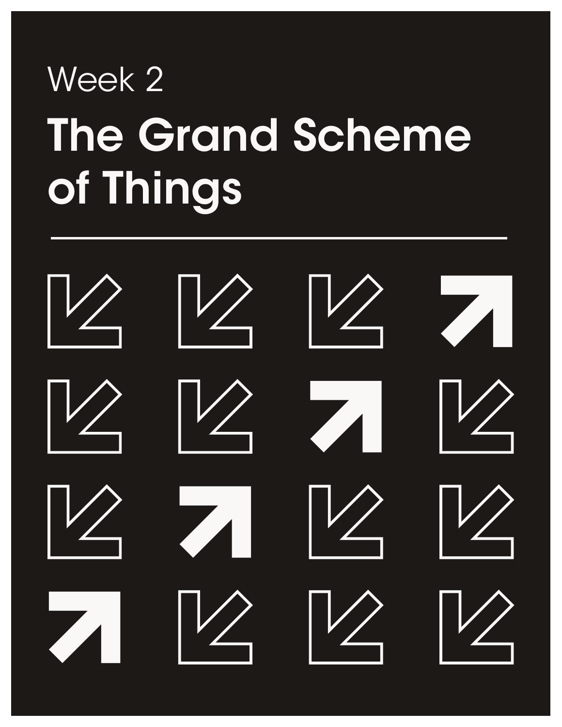Week 2

# The Grand Scheme of Things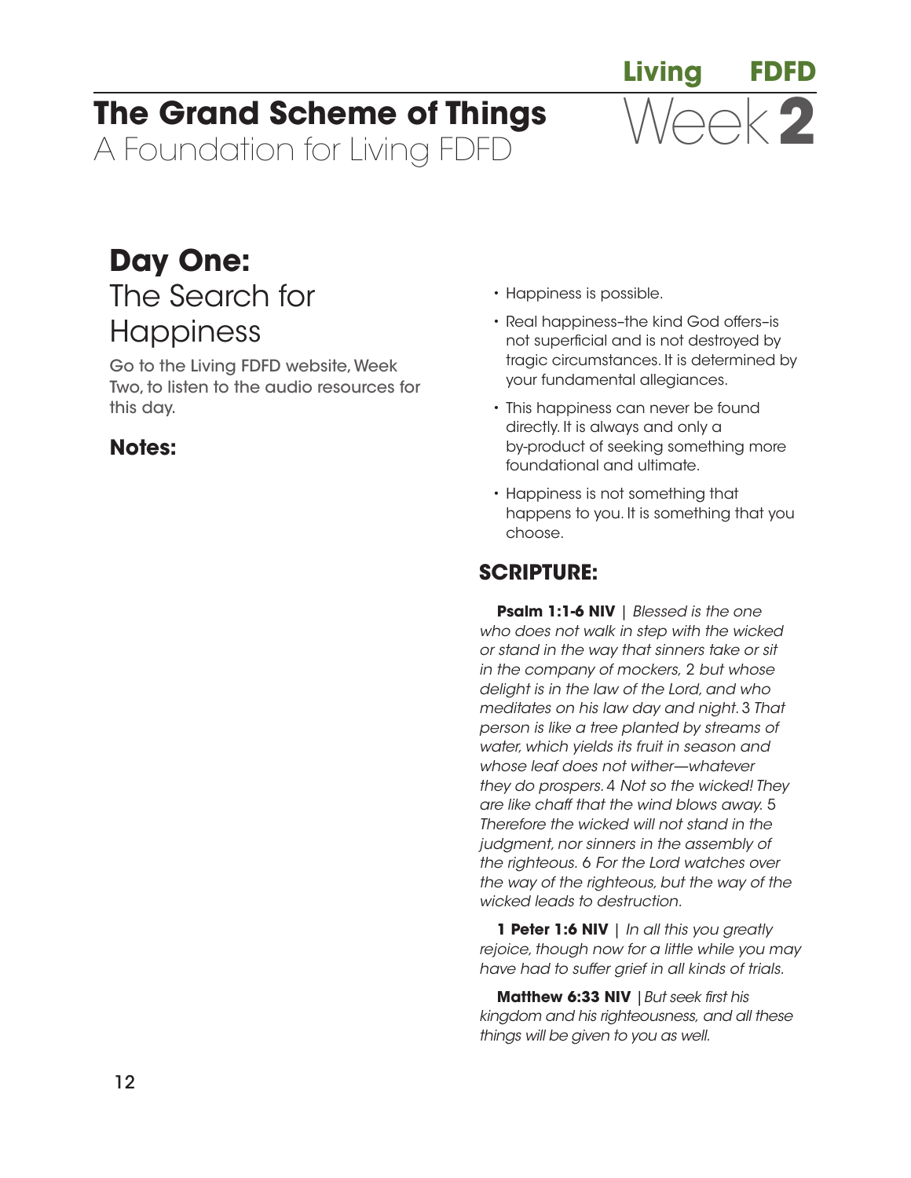Living FDFD

# The Grand Scheme of Things

A Foundation for Living FDFD

Week 2

## Day One: The Search for Happiness

Go to the Living FDFD website, Week Two, to listen to the audio resources for this day.

### Notes:

- Happiness is possible.
- Real happiness–the kind God offers–is not superficial and is not destroyed by tragic circumstances. It is determined by your fundamental allegiances.
- This happiness can never be found directly. It is always and only a by-product of seeking something more foundational and ultimate.
- Happiness is not something that happens to you. It is something that you choose.

### SCRIPTURE:

**Psalm 1:1-6 NIV** | *Blessed is the one who does not walk in step with the wicked or stand in the way that sinners take or sit in the company of mockers,* 2 *but whose delight is in the law of the Lord, and who meditates on his law day and night.* 3 *That person is like a tree planted by streams of water, which yields its fruit in season and whose leaf does not wither—whatever they do prospers.* 4 *Not so the wicked! They are like chaff that the wind blows away.* 5 *Therefore the wicked will not stand in the judgment, nor sinners in the assembly of the righteous.* 6 *For the Lord watches over the way of the righteous, but the way of the wicked leads to destruction.*

**1 Peter 1:6 NIV** | *In all this you greatly rejoice, though now for a little while you may have had to suffer grief in all kinds of trials.*

**Matthew 6:33 NIV** | *But seek first his kingdom and his righteousness, and all these things will be given to you as well.*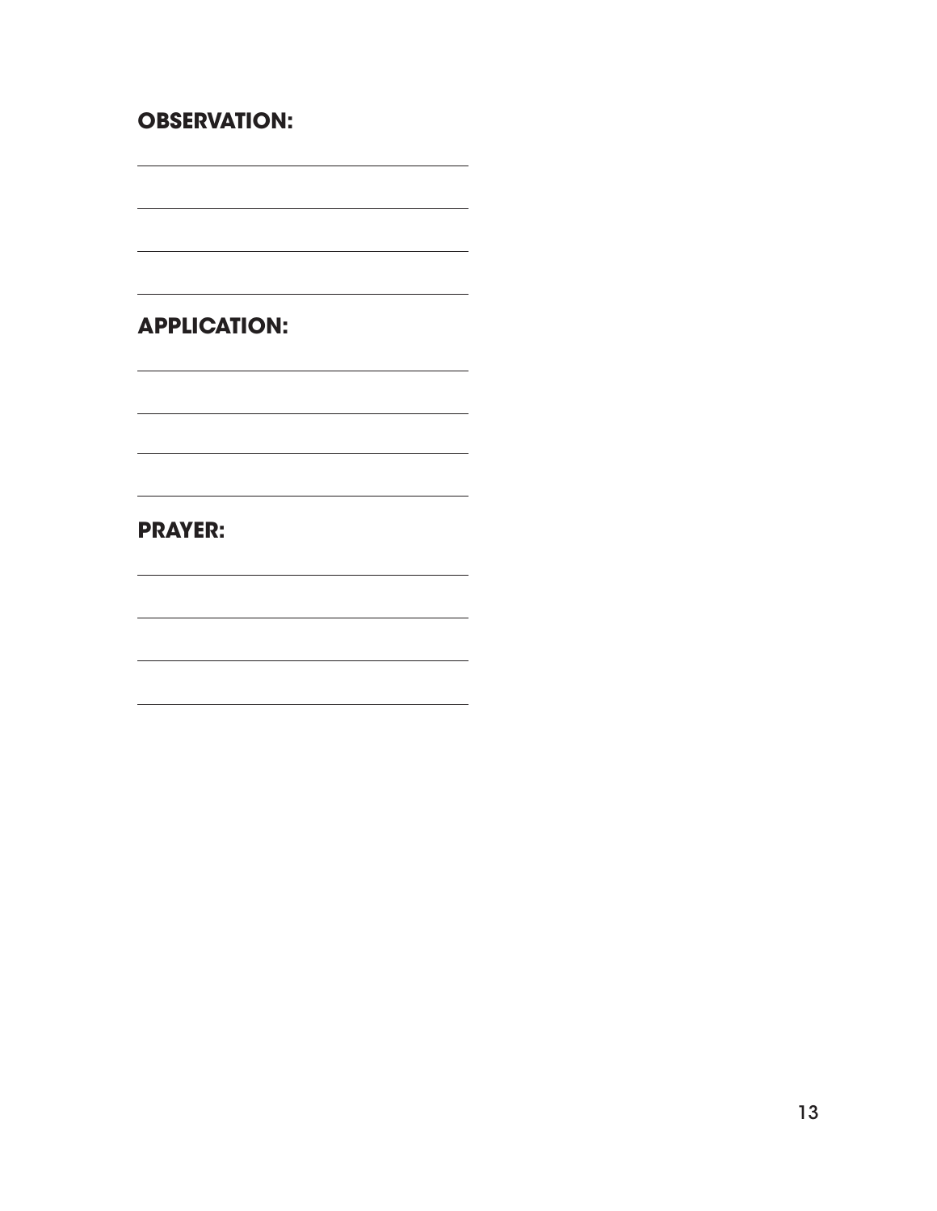**OBSERVATION:**

______________________________

______________________________

______________________________

______________________________

**APPLICATION:**

______________________________

______________________________

______________________________

______________________________

**PRAYER:**

______________________________

______________________________

______________________________

______________________________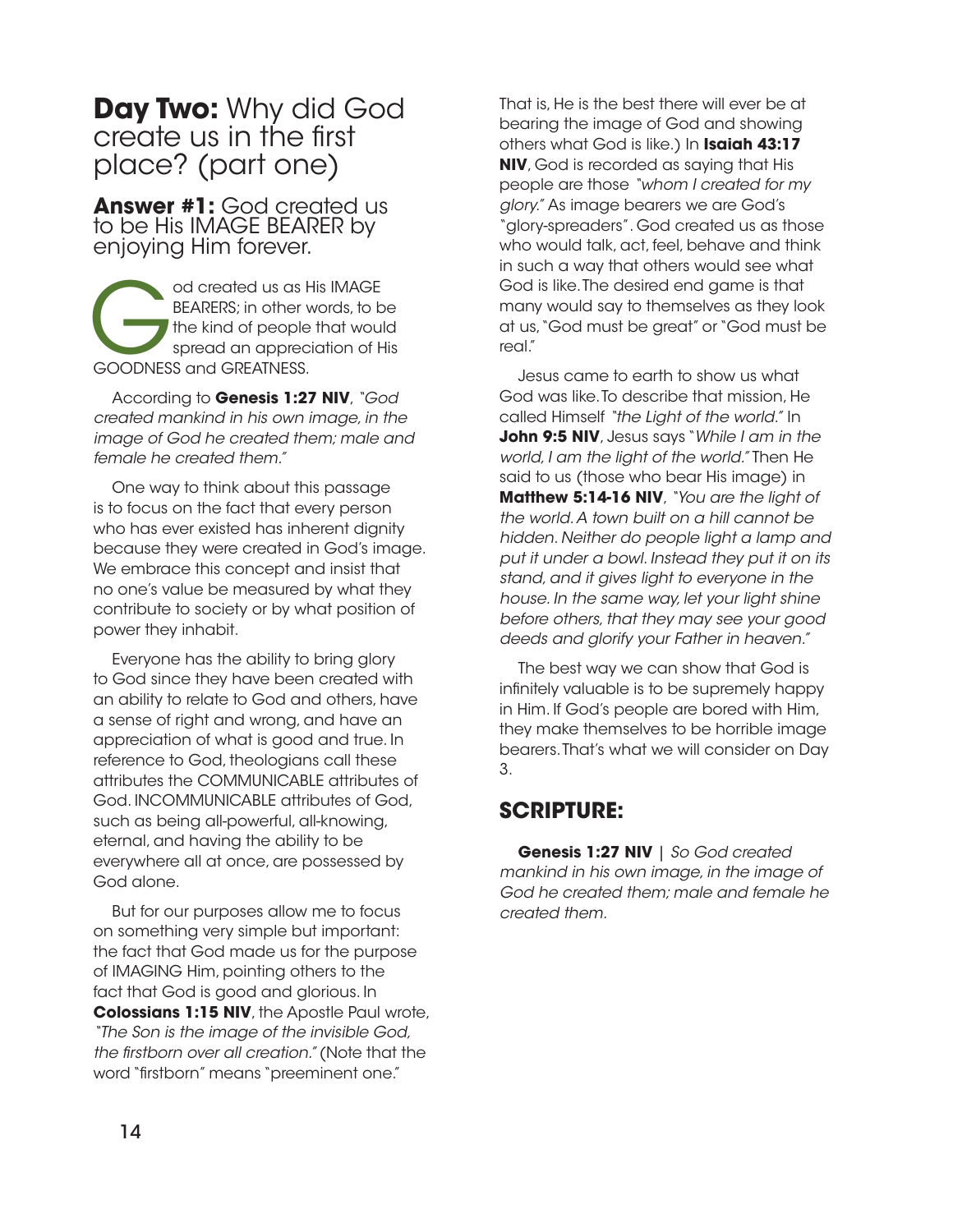## **Day Two:** Why did God create us in the first place? (part one)

### **Answer #1:** God created us to be His IMAGE BEARER by enjoying Him forever.

God created us as His IMAGE BEARERS; in other words, to be the kind of people that would spread an appreciation of His GOODNESS and GREATNESS.

According to **Genesis 1:27 NIV**, *"God created mankind in his own image, in the image of God he created them; male and female he created them."*

One way to think about this passage is to focus on the fact that every person who has ever existed has inherent dignity because they were created in God's image. We embrace this concept and insist that no one's value be measured by what they contribute to society or by what position of power they inhabit.

Everyone has the ability to bring glory to God since they have been created with an ability to relate to God and others, have a sense of right and wrong, and have an appreciation of what is good and true. In reference to God, theologians call these attributes the COMMUNICABLE attributes of God. INCOMMUNICABLE attributes of God, such as being all-powerful, all-knowing, eternal, and having the ability to be everywhere all at once, are possessed by God alone.

But for our purposes allow me to focus on something very simple but important: the fact that God made us for the purpose of IMAGING Him, pointing others to the fact that God is good and glorious. In **Colossians 1:15 NIV**, the Apostle Paul wrote, *"The Son is the image of the invisible God, the firstborn over all creation."* (Note that the word "firstborn" means "preeminent one." That is, He is the best there will ever be at bearing the image of God and showing others what God is like.) In **Isaiah 43:17 NIV**, God is recorded as saying that His people are those *"whom I created for my glory."* As image bearers we are God's "glory-spreaders". God created us as those who would talk, act, feel, behave and think in such a way that others would see what God is like. The desired end game is that many would say to themselves as they look at us, "God must be great" or "God must be real."

Jesus came to earth to show us what God was like. To describe that mission, He called Himself *"the Light of the world."* In **John 9:5 NIV**, Jesus says "*While I am in the world, I am the light of the world."* Then He said to us (those who bear His image) in **Matthew 5:14-16 NIV**, *"You are the light of the world. A town built on a hill cannot be hidden. Neither do people light a lamp and put it under a bowl. Instead they put it on its stand, and it gives light to everyone in the house. In the same way, let your light shine before others, that they may see your good deeds and glorify your Father in heaven."*

The best way we can show that God is infinitely valuable is to be supremely happy in Him. If God's people are bored with Him, they make themselves to be horrible image bearers. That's what we will consider on Day 3.

## **SCRIPTURE:**

**Genesis 1:27 NIV** | *So God created mankind in his own image, in the image of God he created them; male and female he created them.*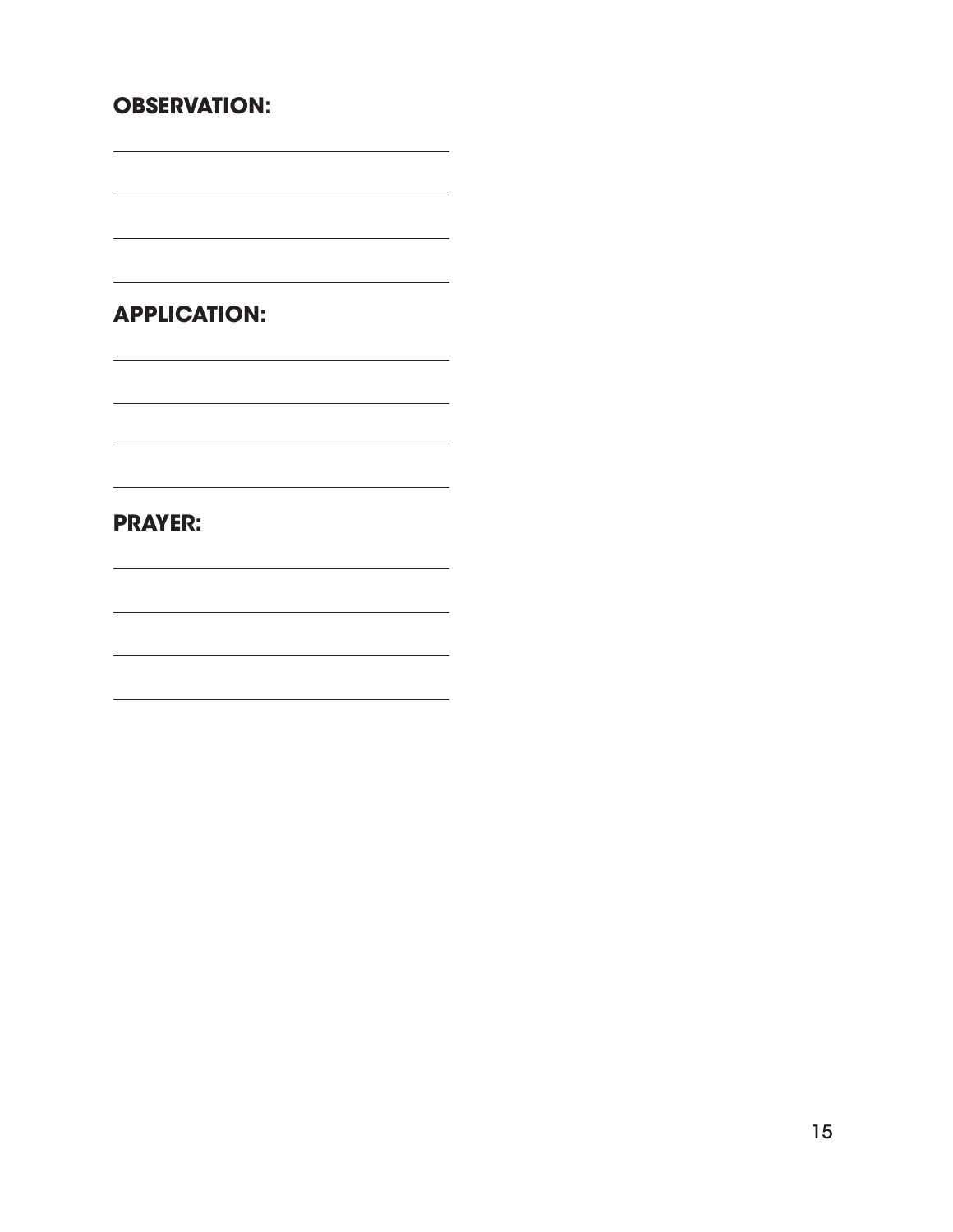**OBSERVATION:**

______________________________

______________________________

______________________________

______________________________

**APPLICATION:**

______________________________

______________________________

______________________________

______________________________

**PRAYER:**

______________________________

______________________________

______________________________

______________________________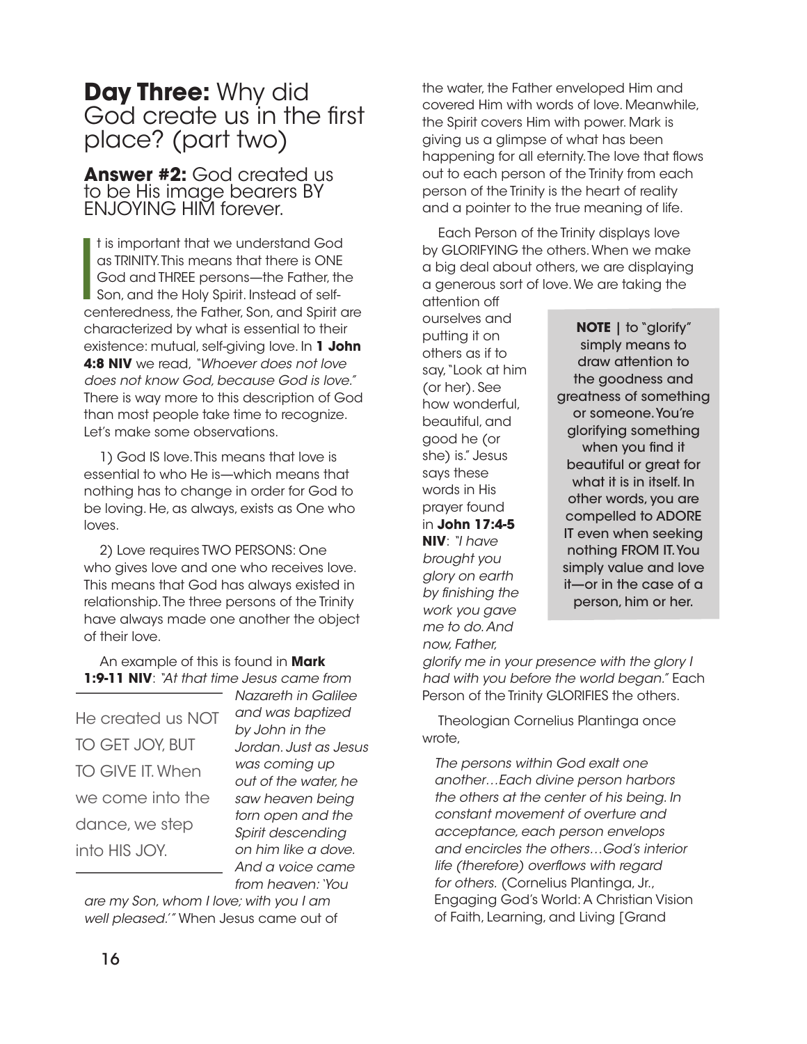## **Day Three:** Why did God create us in the first place? (part two)

### **Answer #2:** God created us to be His image bearers BY ENJOYING HIM forever.

It is important that we understand God as TRINITY. This means that there is ONE God and THREE persons—the Father, the Son, and the Holy Spirit. Instead of self-centeredness, the Father, Son, and Spirit are characterized by what is essential to their existence: mutual, self-giving love. In **1 John 4:8 NIV** we read, *"Whoever does not love does not know God, because God is love."* There is way more to this description of God than most people take time to recognize. Let's make some observations.

1) God IS love. This means that love is essential to who He is—which means that nothing has to change in order for God to be loving. He, as always, exists as One who loves.

2) Love requires TWO PERSONS: One who gives love and one who receives love. This means that God has always existed in relationship. The three persons of the Trinity have always made one another the object of their love.

An example of this is found in **Mark 1:9-11 NIV**: *"At that time Jesus came from Nazareth in Galilee and was baptized by John in the Jordan. Just as Jesus was coming up out of the water, he saw heaven being torn open and the Spirit descending on him like a dove. And a voice came from heaven: 'You are my Son, whom I love; with you I am well pleased.'"* When Jesus came out of the water, the Father enveloped Him and covered Him with words of love. Meanwhile, the Spirit covers Him with power. Mark is giving us a glimpse of what has been happening for all eternity. The love that flows out to each person of the Trinity from each person of the Trinity is the heart of reality and a pointer to the true meaning of life.

> He created us NOT TO GET JOY, BUT TO GIVE IT. When we come into the dance, we step into HIS JOY.

Each Person of the Trinity displays love by GLORIFYING the others. When we make a big deal about others, we are displaying a generous sort of love. We are taking the attention off ourselves and putting it on others as if to say, "Look at him (or her). See how wonderful, beautiful, and good he (or she) is." Jesus says these words in His prayer found in **John 17:4-5 NIV**: *"I have brought you glory on earth by finishing the work you gave me to do. And now, Father, glorify me in your presence with the glory I had with you before the world began."* Each Person of the Trinity GLORIFIES the others.

> **NOTE |** to "glorify" simply means to draw attention to the goodness and greatness of something or someone. You're glorifying something when you find it beautiful or great for what it is in itself. In other words, you are compelled to ADORE IT even when seeking nothing FROM IT. You simply value and love it—or in the case of a person, him or her.

Theologian Cornelius Plantinga once wrote,

*The persons within God exalt one another…Each divine person harbors the others at the center of his being. In constant movement of overture and acceptance, each person envelops and encircles the others…God's interior life (therefore) overflows with regard for others.* (Cornelius Plantinga, Jr., Engaging God's World: A Christian Vision of Faith, Learning, and Living [Grand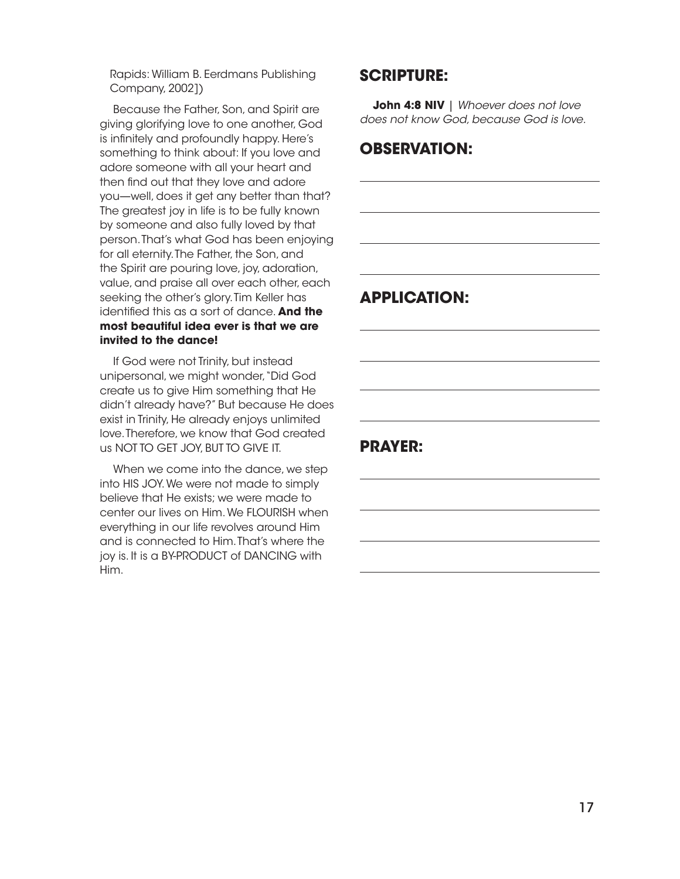Rapids: William B. Eerdmans Publishing Company, 2002])

Because the Father, Son, and Spirit are giving glorifying love to one another, God is infinitely and profoundly happy. Here's something to think about: If you love and adore someone with all your heart and then find out that they love and adore you—well, does it get any better than that? The greatest joy in life is to be fully known by someone and also fully loved by that person. That's what God has been enjoying for all eternity. The Father, the Son, and the Spirit are pouring love, joy, adoration, value, and praise all over each other, each seeking the other's glory. Tim Keller has identified this as a sort of dance. **And the most beautiful idea ever is that we are invited to the dance!**

If God were not Trinity, but instead unipersonal, we might wonder, "Did God create us to give Him something that He didn't already have?" But because He does exist in Trinity, He already enjoys unlimited love. Therefore, we know that God created us NOT TO GET JOY, BUT TO GIVE IT.

When we come into the dance, we step into HIS JOY. We were not made to simply believe that He exists; we were made to center our lives on Him. We FLOURISH when everything in our life revolves around Him and is connected to Him. That's where the joy is. It is a BY-PRODUCT of DANCING with Him.

## SCRIPTURE:

**John 4:8 NIV** | *Whoever does not love does not know God, because God is love.*

## OBSERVATION:

______________________________

______________________________

______________________________

______________________________

## APPLICATION:

______________________________

______________________________

______________________________

______________________________

## PRAYER:

______________________________

______________________________

______________________________

______________________________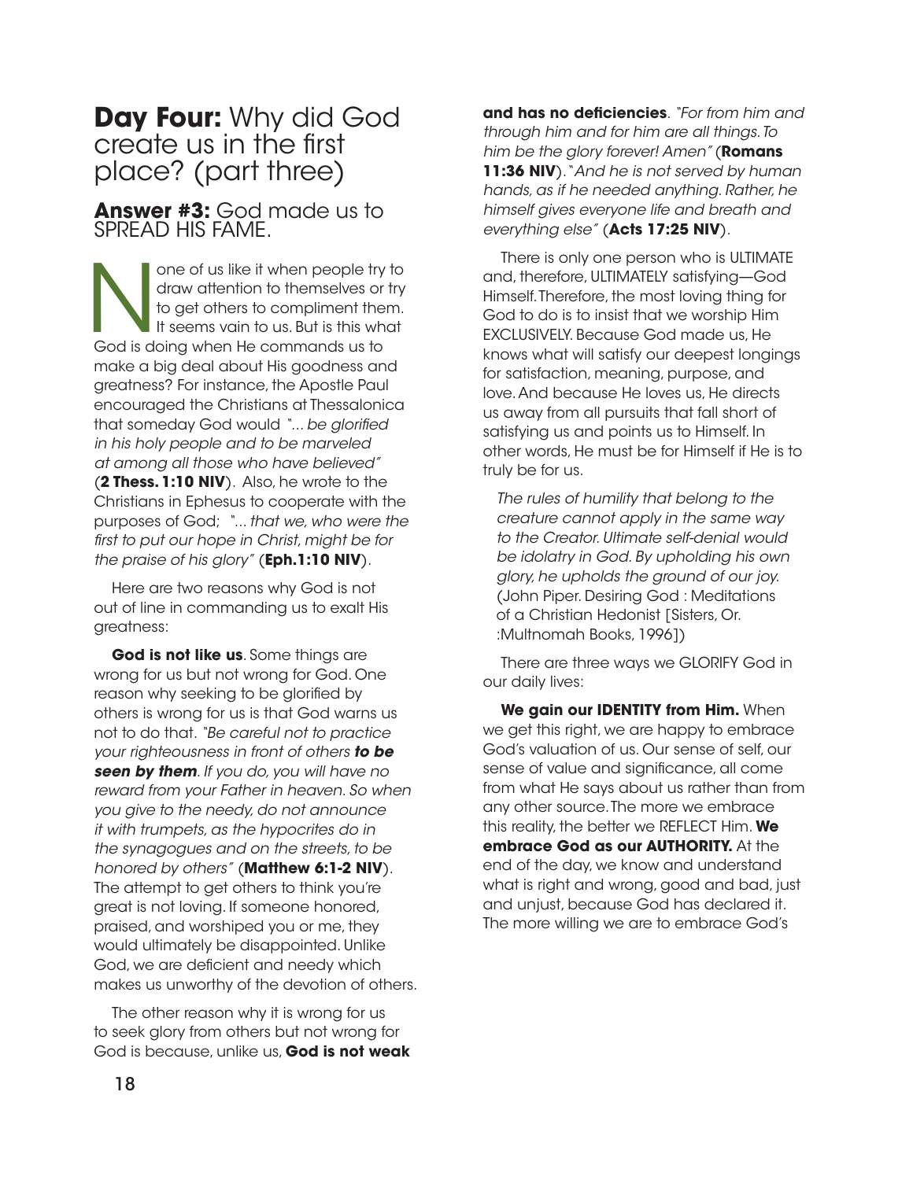## **Day Four:** Why did God create us in the first place? (part three)

### **Answer #3:** God made us to SPREAD HIS FAME.

None of us like it when people try to draw attention to themselves or try to get others to compliment them. It seems vain to us. But is this what God is doing when He commands us to make a big deal about His goodness and greatness? For instance, the Apostle Paul encouraged the Christians at Thessalonica that someday God would *"... be glorified in his holy people and to be marveled at among all those who have believed"* (**2 Thess. 1:10 NIV**). Also, he wrote to the Christians in Ephesus to cooperate with the purposes of God; *"... that we, who were the first to put our hope in Christ, might be for the praise of his glory"* (**Eph.1:10 NIV**).

Here are two reasons why God is not out of line in commanding us to exalt His greatness:

**God is not like us**. Some things are wrong for us but not wrong for God. One reason why seeking to be glorified by others is wrong for us is that God warns us not to do that. *"Be careful not to practice your righteousness in front of others* ***to be seen by them****. If you do, you will have no reward from your Father in heaven. So when you give to the needy, do not announce it with trumpets, as the hypocrites do in the synagogues and on the streets, to be honored by others"* (**Matthew 6:1-2 NIV**). The attempt to get others to think you're great is not loving. If someone honored, praised, and worshiped you or me, they would ultimately be disappointed. Unlike God, we are deficient and needy which makes us unworthy of the devotion of others.

The other reason why it is wrong for us to seek glory from others but not wrong for God is because, unlike us, **God is not weak and has no deficiencies**. *"For from him and through him and for him are all things. To him be the glory forever! Amen"* (**Romans 11:36 NIV**). "*And he is not served by human hands, as if he needed anything. Rather, he himself gives everyone life and breath and everything else"* (**Acts 17:25 NIV**).

There is only one person who is ULTIMATE and, therefore, ULTIMATELY satisfying—God Himself. Therefore, the most loving thing for God to do is to insist that we worship Him EXCLUSIVELY. Because God made us, He knows what will satisfy our deepest longings for satisfaction, meaning, purpose, and love. And because He loves us, He directs us away from all pursuits that fall short of satisfying us and points us to Himself. In other words, He must be for Himself if He is to truly be for us.

> *The rules of humility that belong to the creature cannot apply in the same way to the Creator. Ultimate self-denial would be idolatry in God. By upholding his own glory, he upholds the ground of our joy.* (John Piper. Desiring God : Meditations of a Christian Hedonist [Sisters, Or. :Multnomah Books, 1996])

There are three ways we GLORIFY God in our daily lives:

**We gain our IDENTITY from Him.** When we get this right, we are happy to embrace God's valuation of us. Our sense of self, our sense of value and significance, all come from what He says about us rather than from any other source. The more we embrace this reality, the better we REFLECT Him. **We embrace God as our AUTHORITY.** At the end of the day, we know and understand what is right and wrong, good and bad, just and unjust, because God has declared it. The more willing we are to embrace God's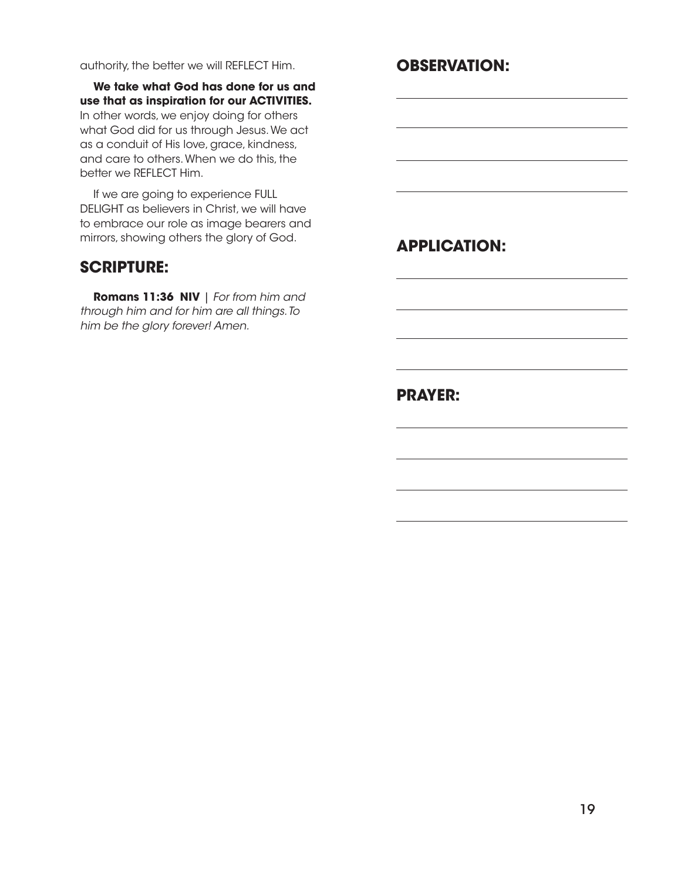authority, the better we will REFLECT Him.

**We take what God has done for us and use that as inspiration for our ACTIVITIES.** In other words, we enjoy doing for others what God did for us through Jesus. We act as a conduit of His love, grace, kindness, and care to others. When we do this, the better we REFLECT Him.

If we are going to experience FULL DELIGHT as believers in Christ, we will have to embrace our role as image bearers and mirrors, showing others the glory of God.

## SCRIPTURE:

**Romans 11:36 NIV** | *For from him and through him and for him are all things. To him be the glory forever! Amen.*

## OBSERVATION:

## APPLICATION:

## PRAYER: